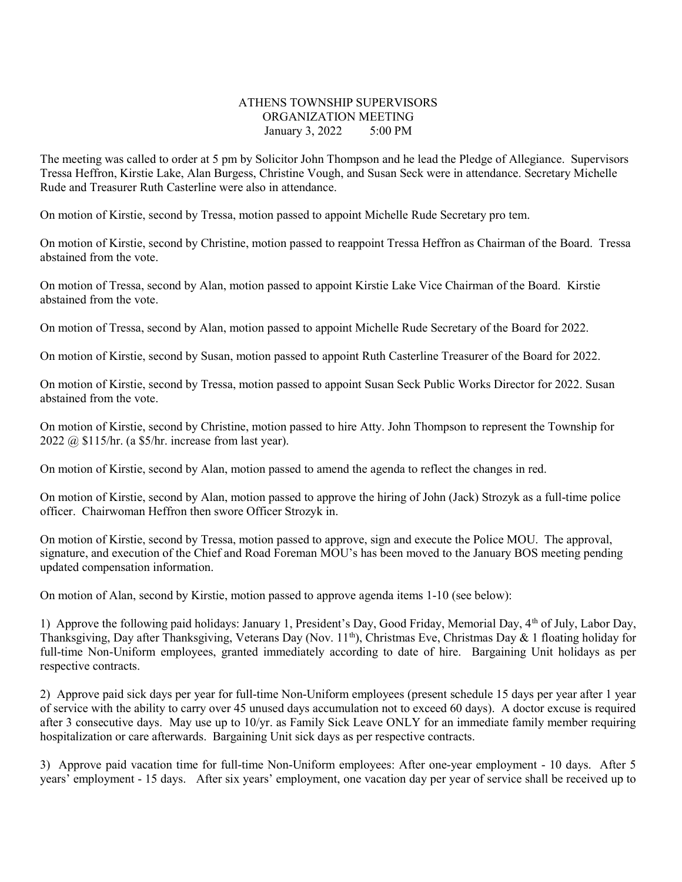# ATHENS TOWNSHIP SUPERVISORS
## ORGANIZATION MEETING
January 3, 2022 5:00 PM

The meeting was called to order at 5 pm by Solicitor John Thompson and he lead the Pledge of Allegiance. Supervisors Tressa Heffron, Kirstie Lake, Alan Burgess, Christine Vough, and Susan Seck were in attendance. Secretary Michelle Rude and Treasurer Ruth Casterline were also in attendance.

On motion of Kirstie, second by Tressa, motion passed to appoint Michelle Rude Secretary pro tem.

On motion of Kirstie, second by Christine, motion passed to reappoint Tressa Heffron as Chairman of the Board. Tressa abstained from the vote.

On motion of Tressa, second by Alan, motion passed to appoint Kirstie Lake Vice Chairman of the Board. Kirstie abstained from the vote.

On motion of Tressa, second by Alan, motion passed to appoint Michelle Rude Secretary of the Board for 2022.

On motion of Kirstie, second by Susan, motion passed to appoint Ruth Casterline Treasurer of the Board for 2022.

On motion of Kirstie, second by Tressa, motion passed to appoint Susan Seck Public Works Director for 2022. Susan abstained from the vote.

On motion of Kirstie, second by Christine, motion passed to hire Atty. John Thompson to represent the Township for 2022 @ $115/hr. (a $5/hr. increase from last year).

On motion of Kirstie, second by Alan, motion passed to amend the agenda to reflect the changes in red.

On motion of Kirstie, second by Alan, motion passed to approve the hiring of John (Jack) Strozyk as a full-time police officer. Chairwoman Heffron then swore Officer Strozyk in.

On motion of Kirstie, second by Tressa, motion passed to approve, sign and execute the Police MOU. The approval, signature, and execution of the Chief and Road Foreman MOU's has been moved to the January BOS meeting pending updated compensation information.

On motion of Alan, second by Kirstie, motion passed to approve agenda items 1-10 (see below):

1) Approve the following paid holidays: January 1, President's Day, Good Friday, Memorial Day, 4th of July, Labor Day, Thanksgiving, Day after Thanksgiving, Veterans Day (Nov. 11th), Christmas Eve, Christmas Day & 1 floating holiday for full-time Non-Uniform employees, granted immediately according to date of hire. Bargaining Unit holidays as per respective contracts.

2) Approve paid sick days per year for full-time Non-Uniform employees (present schedule 15 days per year after 1 year of service with the ability to carry over 45 unused days accumulation not to exceed 60 days). A doctor excuse is required after 3 consecutive days. May use up to 10/yr. as Family Sick Leave ONLY for an immediate family member requiring hospitalization or care afterwards. Bargaining Unit sick days as per respective contracts.

3) Approve paid vacation time for full-time Non-Uniform employees: After one-year employment - 10 days. After 5 years' employment - 15 days. After six years' employment, one vacation day per year of service shall be received up to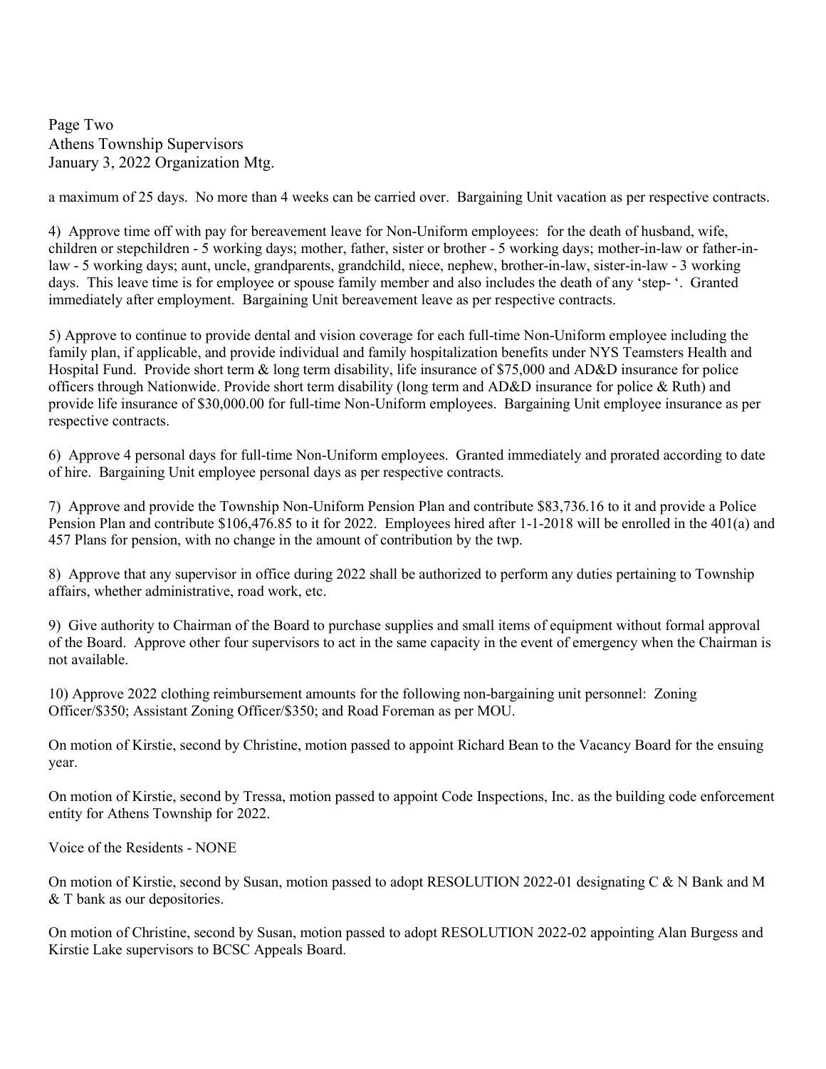a maximum of 25 days. No more than 4 weeks can be carried over. Bargaining Unit vacation as per respective contracts.

4) Approve time off with pay for bereavement leave for Non-Uniform employees: for the death of husband, wife, children or stepchildren - 5 working days; mother, father, sister or brother - 5 working days; mother-in-law or father-in-law - 5 working days; aunt, uncle, grandparents, grandchild, niece, nephew, brother-in-law, sister-in-law - 3 working days. This leave time is for employee or spouse family member and also includes the death of any 'step- '. Granted immediately after employment. Bargaining Unit bereavement leave as per respective contracts.

5) Approve to continue to provide dental and vision coverage for each full-time Non-Uniform employee including the family plan, if applicable, and provide individual and family hospitalization benefits under NYS Teamsters Health and Hospital Fund. Provide short term & long term disability, life insurance of $75,000 and AD&D insurance for police officers through Nationwide. Provide short term disability (long term and AD&D insurance for police & Ruth) and provide life insurance of $30,000.00 for full-time Non-Uniform employees. Bargaining Unit employee insurance as per respective contracts.

6) Approve 4 personal days for full-time Non-Uniform employees. Granted immediately and prorated according to date of hire. Bargaining Unit employee personal days as per respective contracts.

7) Approve and provide the Township Non-Uniform Pension Plan and contribute $83,736.16 to it and provide a Police Pension Plan and contribute $106,476.85 to it for 2022. Employees hired after 1-1-2018 will be enrolled in the 401(a) and 457 Plans for pension, with no change in the amount of contribution by the twp.

8) Approve that any supervisor in office during 2022 shall be authorized to perform any duties pertaining to Township affairs, whether administrative, road work, etc.

9) Give authority to Chairman of the Board to purchase supplies and small items of equipment without formal approval of the Board. Approve other four supervisors to act in the same capacity in the event of emergency when the Chairman is not available.

10) Approve 2022 clothing reimbursement amounts for the following non-bargaining unit personnel: Zoning Officer/$350; Assistant Zoning Officer/$350; and Road Foreman as per MOU.

On motion of Kirstie, second by Christine, motion passed to appoint Richard Bean to the Vacancy Board for the ensuing year.

On motion of Kirstie, second by Tressa, motion passed to appoint Code Inspections, Inc. as the building code enforcement entity for Athens Township for 2022.

Voice of the Residents - NONE

On motion of Kirstie, second by Susan, motion passed to adopt RESOLUTION 2022-01 designating C & N Bank and M & T bank as our depositories.

On motion of Christine, second by Susan, motion passed to adopt RESOLUTION 2022-02 appointing Alan Burgess and Kirstie Lake supervisors to BCSC Appeals Board.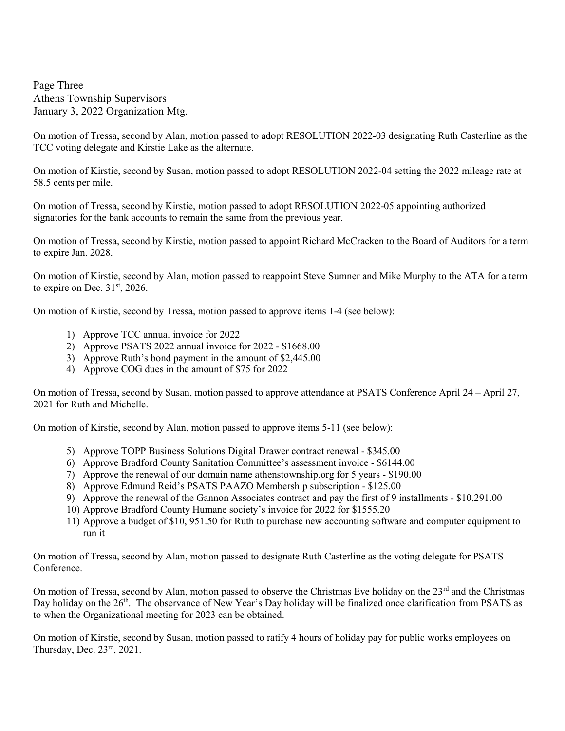Page Three
Athens Township Supervisors
January 3, 2022 Organization Mtg.

On motion of Tressa, second by Alan, motion passed to adopt RESOLUTION 2022-03 designating Ruth Casterline as the TCC voting delegate and Kirstie Lake as the alternate.

On motion of Kirstie, second by Susan, motion passed to adopt RESOLUTION 2022-04 setting the 2022 mileage rate at 58.5 cents per mile.

On motion of Tressa, second by Kirstie, motion passed to adopt RESOLUTION 2022-05 appointing authorized signatories for the bank accounts to remain the same from the previous year.

On motion of Tressa, second by Kirstie, motion passed to appoint Richard McCracken to the Board of Auditors for a term to expire Jan. 2028.

On motion of Kirstie, second by Alan, motion passed to reappoint Steve Sumner and Mike Murphy to the ATA for a term to expire on Dec. 31st, 2026.

On motion of Kirstie, second by Tressa, motion passed to approve items 1-4 (see below):

1) Approve TCC annual invoice for 2022
2) Approve PSATS 2022 annual invoice for 2022 - $1668.00
3) Approve Ruth's bond payment in the amount of $2,445.00
4) Approve COG dues in the amount of $75 for 2022

On motion of Tressa, second by Susan, motion passed to approve attendance at PSATS Conference April 24 – April 27, 2021 for Ruth and Michelle.

On motion of Kirstie, second by Alan, motion passed to approve items 5-11 (see below):

5) Approve TOPP Business Solutions Digital Drawer contract renewal - $345.00
6) Approve Bradford County Sanitation Committee's assessment invoice - $6144.00
7) Approve the renewal of our domain name athenstownship.org for 5 years - $190.00
8) Approve Edmund Reid's PSATS PAAZO Membership subscription - $125.00
9) Approve the renewal of the Gannon Associates contract and pay the first of 9 installments - $10,291.00
10) Approve Bradford County Humane society's invoice for 2022 for $1555.20
11) Approve a budget of $10, 951.50 for Ruth to purchase new accounting software and computer equipment to run it

On motion of Tressa, second by Alan, motion passed to designate Ruth Casterline as the voting delegate for PSATS Conference.

On motion of Tressa, second by Alan, motion passed to observe the Christmas Eve holiday on the 23rd and the Christmas Day holiday on the 26th. The observance of New Year's Day holiday will be finalized once clarification from PSATS as to when the Organizational meeting for 2023 can be obtained.

On motion of Kirstie, second by Susan, motion passed to ratify 4 hours of holiday pay for public works employees on Thursday, Dec. 23rd, 2021.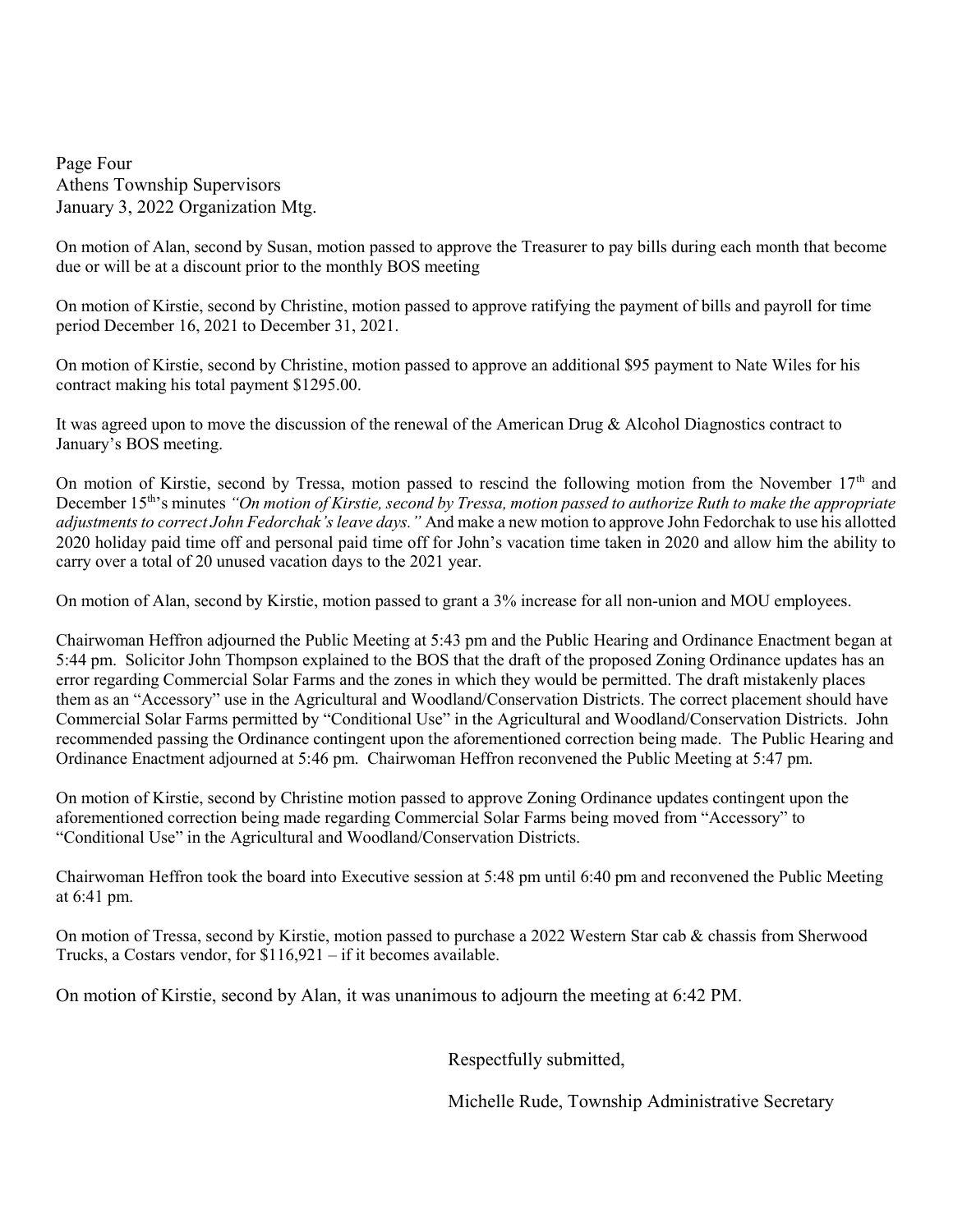Page Four
Athens Township Supervisors
January 3, 2022 Organization Mtg.

On motion of Alan, second by Susan, motion passed to approve the Treasurer to pay bills during each month that become due or will be at a discount prior to the monthly BOS meeting

On motion of Kirstie, second by Christine, motion passed to approve ratifying the payment of bills and payroll for time period December 16, 2021 to December 31, 2021.

On motion of Kirstie, second by Christine, motion passed to approve an additional $95 payment to Nate Wiles for his contract making his total payment $1295.00.

It was agreed upon to move the discussion of the renewal of the American Drug & Alcohol Diagnostics contract to January's BOS meeting.

On motion of Kirstie, second by Tressa, motion passed to rescind the following motion from the November 17th and December 15th's minutes *"On motion of Kirstie, second by Tressa, motion passed to authorize Ruth to make the appropriate adjustments to correct John Fedorchak's leave days."* And make a new motion to approve John Fedorchak to use his allotted 2020 holiday paid time off and personal paid time off for John's vacation time taken in 2020 and allow him the ability to carry over a total of 20 unused vacation days to the 2021 year.

On motion of Alan, second by Kirstie, motion passed to grant a 3% increase for all non-union and MOU employees.

Chairwoman Heffron adjourned the Public Meeting at 5:43 pm and the Public Hearing and Ordinance Enactment began at 5:44 pm. Solicitor John Thompson explained to the BOS that the draft of the proposed Zoning Ordinance updates has an error regarding Commercial Solar Farms and the zones in which they would be permitted. The draft mistakenly places them as an "Accessory" use in the Agricultural and Woodland/Conservation Districts. The correct placement should have Commercial Solar Farms permitted by "Conditional Use" in the Agricultural and Woodland/Conservation Districts. John recommended passing the Ordinance contingent upon the aforementioned correction being made. The Public Hearing and Ordinance Enactment adjourned at 5:46 pm. Chairwoman Heffron reconvened the Public Meeting at 5:47 pm.

On motion of Kirstie, second by Christine motion passed to approve Zoning Ordinance updates contingent upon the aforementioned correction being made regarding Commercial Solar Farms being moved from "Accessory" to "Conditional Use" in the Agricultural and Woodland/Conservation Districts.

Chairwoman Heffron took the board into Executive session at 5:48 pm until 6:40 pm and reconvened the Public Meeting at 6:41 pm.

On motion of Tressa, second by Kirstie, motion passed to purchase a 2022 Western Star cab & chassis from Sherwood Trucks, a Costars vendor, for $116,921 – if it becomes available.

On motion of Kirstie, second by Alan, it was unanimous to adjourn the meeting at 6:42 PM.

Respectfully submitted,

Michelle Rude, Township Administrative Secretary